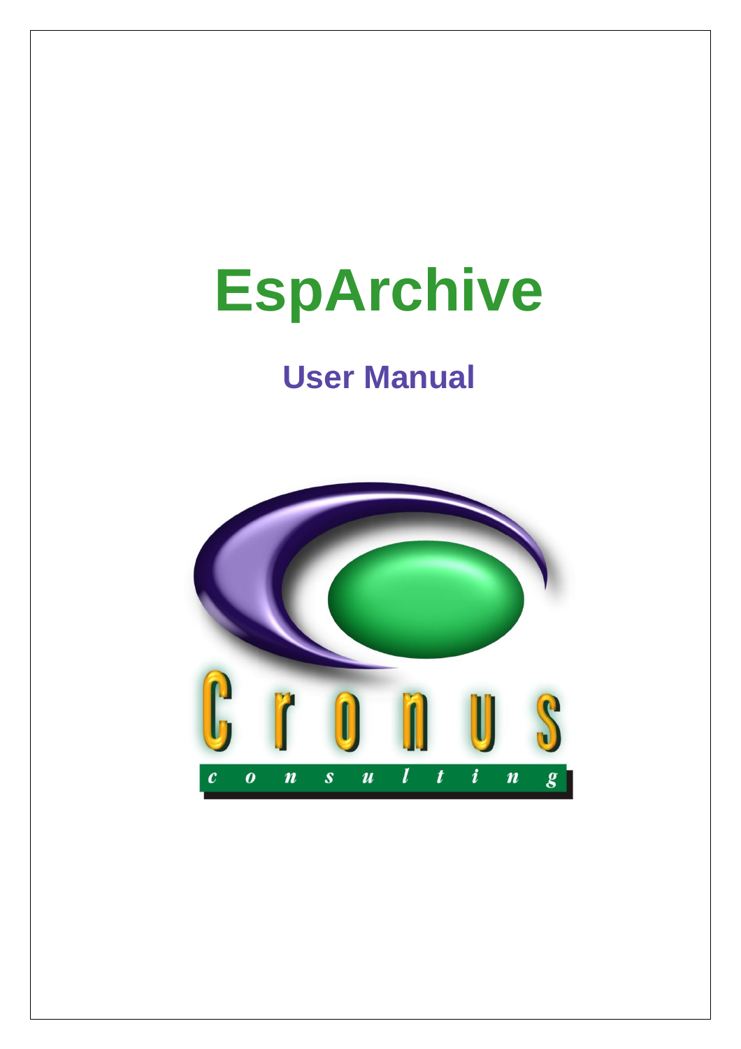# EspArchive

## User Manual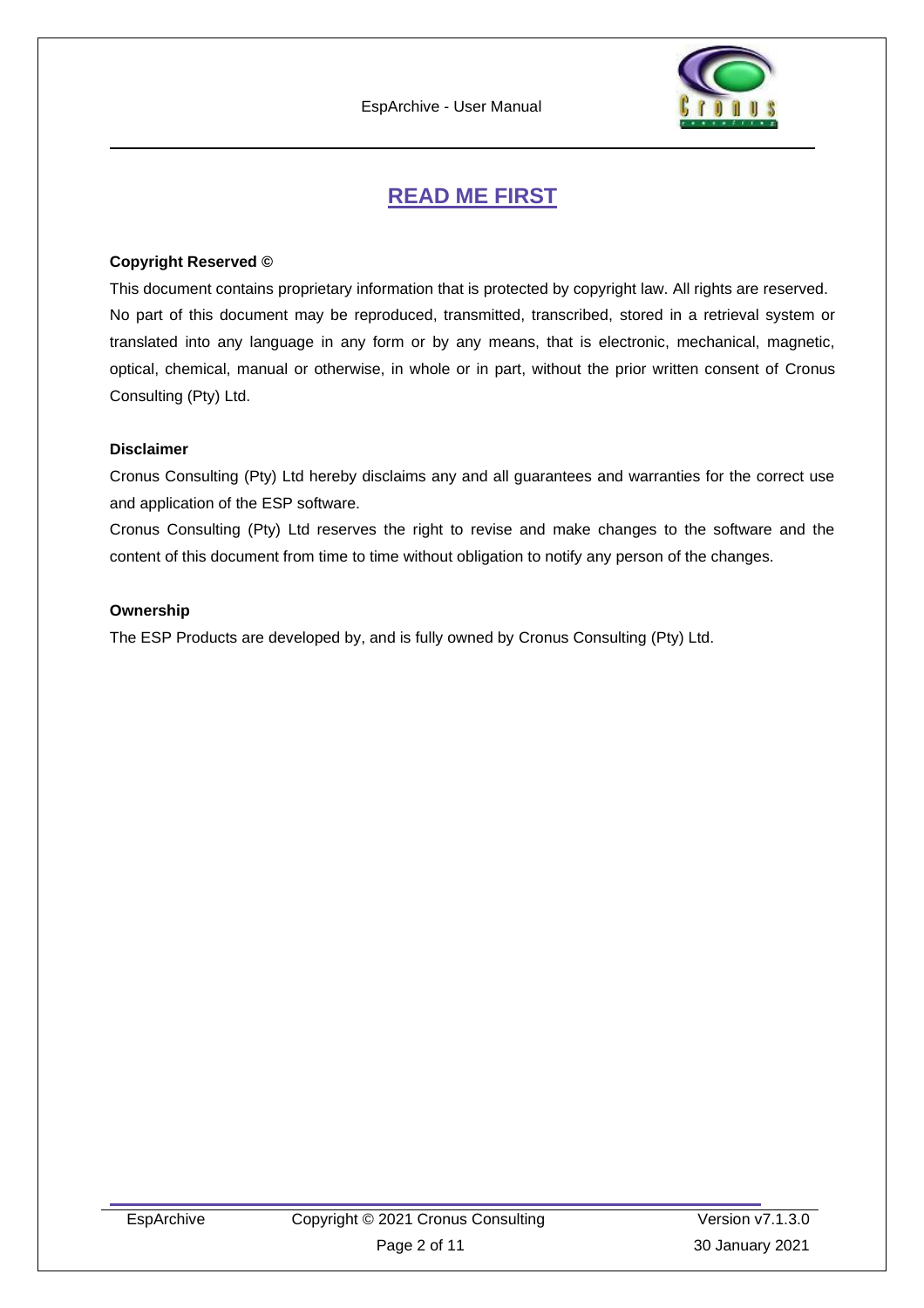# READ ME FIRST

**Copyright Reserved ©**

This document contains proprietary information that is protected by copyright law. All rights are reserved. No part of this document may be reproduced, transmitted, transcribed, stored in a retrieval system or translated into any language in any form or by any means, that is electronic, mechanical, magnetic, optical, chemical, manual or otherwise, in whole or in part, without the prior written consent of Cronus Consulting (Pty) Ltd.

**Disclaimer**

Cronus Consulting (Pty) Ltd hereby disclaims any and all guarantees and warranties for the correct use and application of the ESP software.

Cronus Consulting (Pty) Ltd reserves the right to revise and make changes to the software and the content of this document from time to time without obligation to notify any person of the changes.

**Ownership**

The ESP Products are developed by, and is fully owned by Cronus Consulting (Pty) Ltd.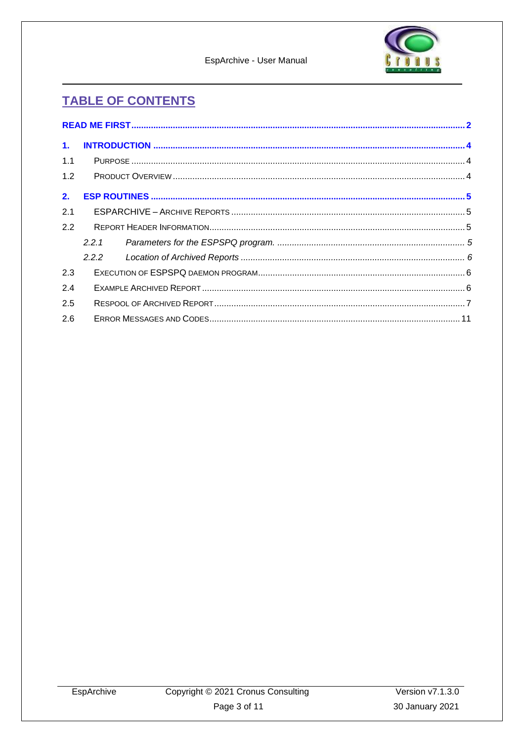# TABLE OF CONTENTS

**READ ME FIRST** .......... **2**

**1. INTRODUCTION** .......... **4**

1.1 PURPOSE .......... 4

1.2 PRODUCT OVERVIEW .......... 4

**2. ESP ROUTINES** .......... **5**

2.1 ESPARCHIVE – ARCHIVE REPORTS .......... 5

2.2 REPORT HEADER INFORMATION .......... 5

*2.2.1 Parameters for the ESPSPQ program.* .......... *5*

*2.2.2 Location of Archived Reports* .......... *6*

2.3 EXECUTION OF ESPSPQ DAEMON PROGRAM .......... 6

2.4 EXAMPLE ARCHIVED REPORT .......... 6

2.5 RESPOOL OF ARCHIVED REPORT .......... 7

2.6 ERROR MESSAGES AND CODES .......... 11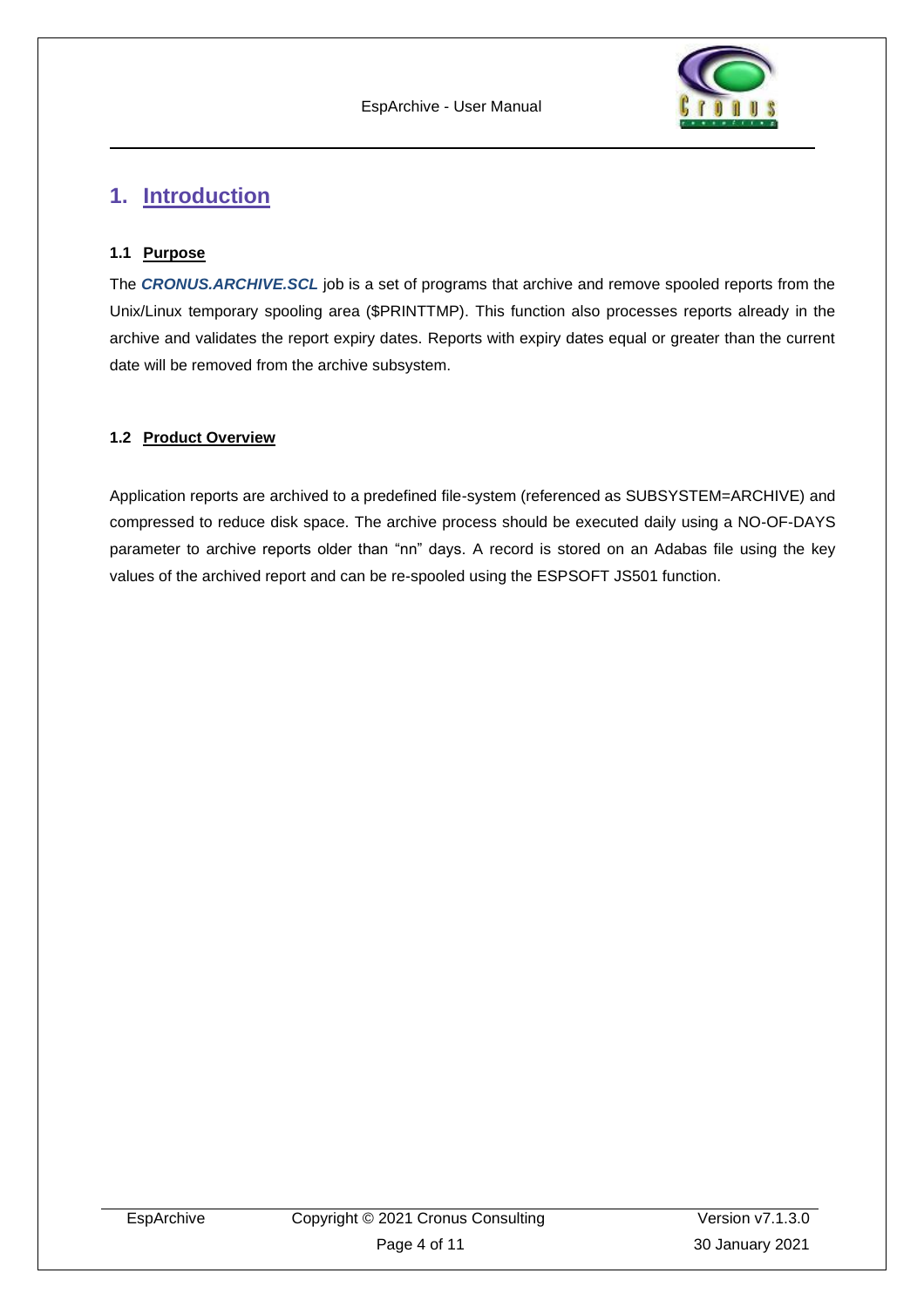# 1. Introduction

### 1.1 Purpose

The ***CRONUS.ARCHIVE.SCL*** job is a set of programs that archive and remove spooled reports from the Unix/Linux temporary spooling area ($PRINTTMP). This function also processes reports already in the archive and validates the report expiry dates. Reports with expiry dates equal or greater than the current date will be removed from the archive subsystem.

### 1.2 Product Overview

Application reports are archived to a predefined file-system (referenced as SUBSYSTEM=ARCHIVE) and compressed to reduce disk space. The archive process should be executed daily using a NO-OF-DAYS parameter to archive reports older than "nn" days. A record is stored on an Adabas file using the key values of the archived report and can be re-spooled using the ESPSOFT JS501 function.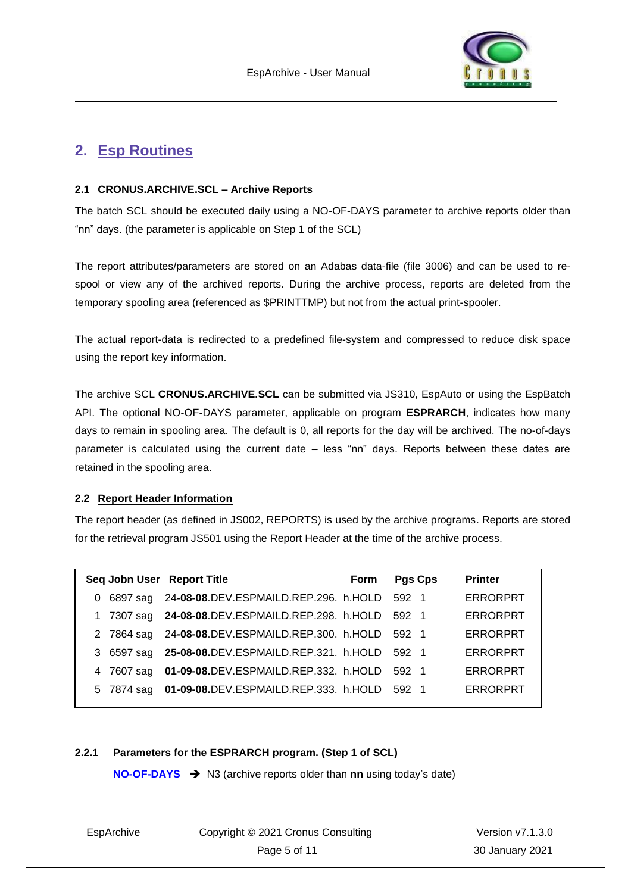## 2. Esp Routines

### 2.1 CRONUS.ARCHIVE.SCL – Archive Reports

The batch SCL should be executed daily using a NO-OF-DAYS parameter to archive reports older than "nn" days. (the parameter is applicable on Step 1 of the SCL)

The report attributes/parameters are stored on an Adabas data-file (file 3006) and can be used to re-spool or view any of the archived reports. During the archive process, reports are deleted from the temporary spooling area (referenced as $PRINTTMP) but not from the actual print-spooler.

The actual report-data is redirected to a predefined file-system and compressed to reduce disk space using the report key information.

The archive SCL **CRONUS.ARCHIVE.SCL** can be submitted via JS310, EspAuto or using the EspBatch API. The optional NO-OF-DAYS parameter, applicable on program **ESPRARCH**, indicates how many days to remain in spooling area. The default is 0, all reports for the day will be archived. The no-of-days parameter is calculated using the current date – less "nn" days. Reports between these dates are retained in the spooling area.

### 2.2 Report Header Information

The report header (as defined in JS002, REPORTS) is used by the archive programs. Reports are stored for the retrieval program JS501 using the Report Header at the time of the archive process.

| Seq | Jobn | User | Report Title | Form | Pgs | Cps | Printer |
|---|---|---|---|---|---|---|---|
| 0 | 6897 | sag | 24-**08-08**.DEV.ESPMAILD.REP.296. | h.HOLD | 592 | 1 | ERRORPRT |
| 1 | 7307 | sag | **24-08-08**.DEV.ESPMAILD.REP.298. | h.HOLD | 592 | 1 | ERRORPRT |
| 2 | 7864 | sag | 24-**08-08**.DEV.ESPMAILD.REP.300. | h.HOLD | 592 | 1 | ERRORPRT |
| 3 | 6597 | sag | **25-08-08.**DEV.ESPMAILD.REP.321. | h.HOLD | 592 | 1 | ERRORPRT |
| 4 | 7607 | sag | **01-09-08.**DEV.ESPMAILD.REP.332. | h.HOLD | 592 | 1 | ERRORPRT |
| 5 | 7874 | sag | **01-09-08.**DEV.ESPMAILD.REP.333. | h.HOLD | 592 | 1 | ERRORPRT |

#### 2.2.1 Parameters for the ESPRARCH program. (Step 1 of SCL)

**NO-OF-DAYS** ➔ N3 (archive reports older than **nn** using today's date)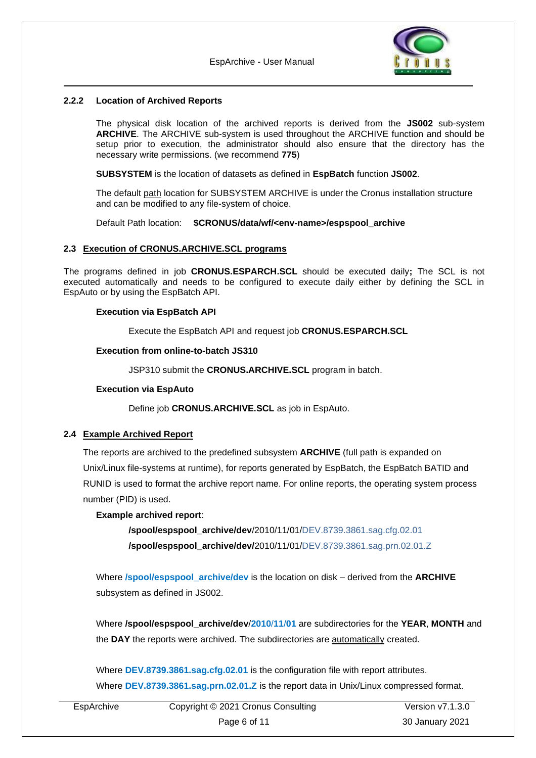### 2.2.2 Location of Archived Reports

The physical disk location of the archived reports is derived from the **JS002** sub-system **ARCHIVE**. The ARCHIVE sub-system is used throughout the ARCHIVE function and should be setup prior to execution, the administrator should also ensure that the directory has the necessary write permissions. (we recommend **775**)

**SUBSYSTEM** is the location of datasets as defined in **EspBatch** function **JS002**.

The default path location for SUBSYSTEM ARCHIVE is under the Cronus installation structure and can be modified to any file-system of choice.

Default Path location: **$CRONUS/data/wf/<env-name>/espspool_archive**

## 2.3 Execution of CRONUS.ARCHIVE.SCL programs

The programs defined in job **CRONUS.ESPARCH.SCL** should be executed daily**;** The SCL is not executed automatically and needs to be configured to execute daily either by defining the SCL in EspAuto or by using the EspBatch API.

**Execution via EspBatch API**

Execute the EspBatch API and request job **CRONUS.ESPARCH.SCL**

**Execution from online-to-batch JS310**

JSP310 submit the **CRONUS.ARCHIVE.SCL** program in batch.

**Execution via EspAuto**

Define job **CRONUS.ARCHIVE.SCL** as job in EspAuto.

## 2.4 Example Archived Report

The reports are archived to the predefined subsystem **ARCHIVE** (full path is expanded on Unix/Linux file-systems at runtime), for reports generated by EspBatch, the EspBatch BATID and RUNID is used to format the archive report name. For online reports, the operating system process number (PID) is used.

**Example archived report**:

**/spool/espspool_archive/dev**/2010/11/01/DEV.8739.3861.sag.cfg.02.01
**/spool/espspool_archive/dev/**2010/11/01/DEV.8739.3861.sag.prn.02.01.Z

Where **/spool/espspool_archive/dev** is the location on disk – derived from the **ARCHIVE** subsystem as defined in JS002.

Where **/spool/espspool_archive/dev**/**2010/11/01** are subdirectories for the **YEAR**, **MONTH** and the **DAY** the reports were archived. The subdirectories are automatically created.

Where **DEV.8739.3861.sag.cfg.02.01** is the configuration file with report attributes.
Where **DEV.8739.3861.sag.prn.02.01.Z** is the report data in Unix/Linux compressed format.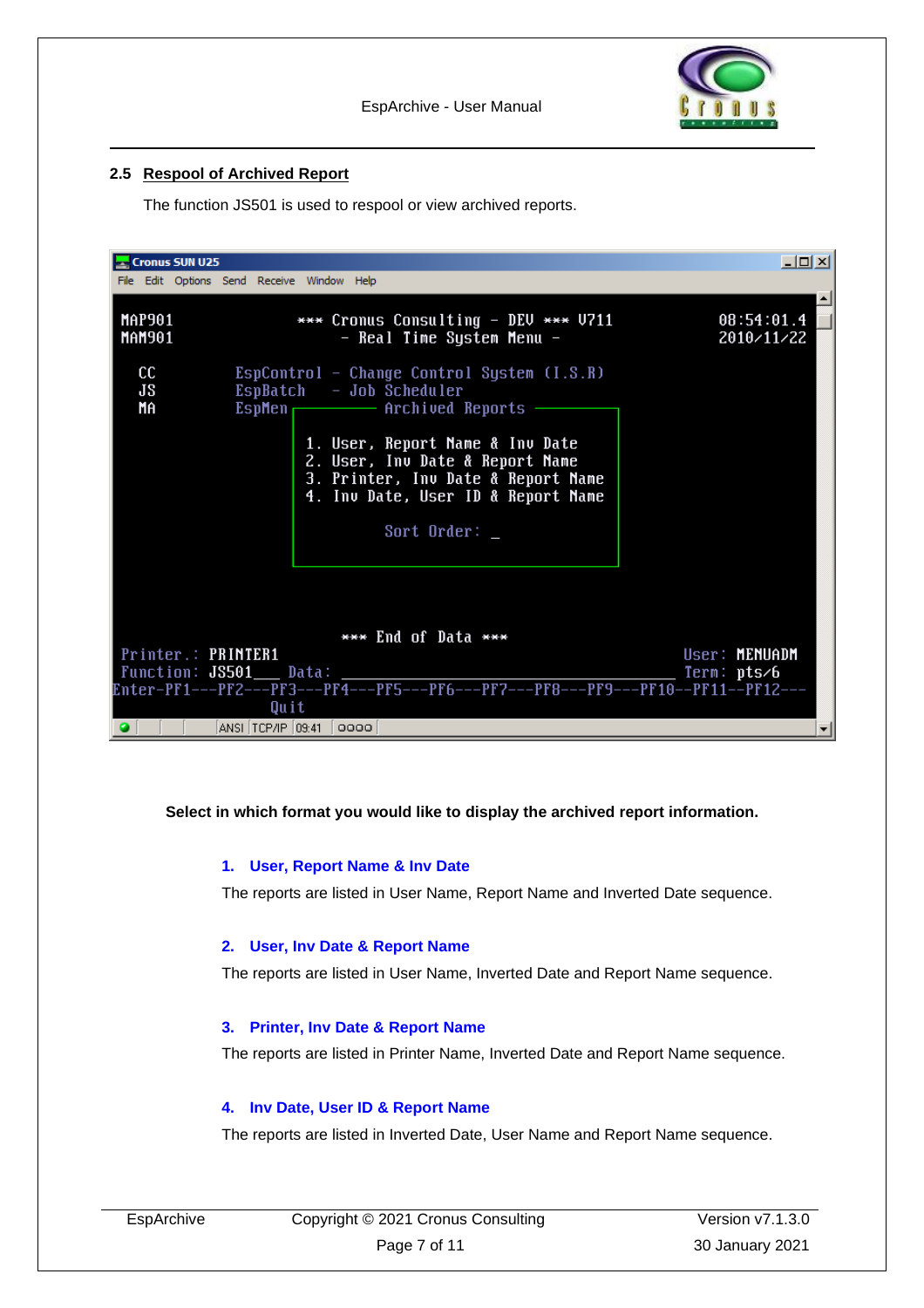## 2.5 Respool of Archived Report

The function JS501 is used to respool or view archived reports.

```
Cronus SUN U25
File  Edit  Options  Send  Receive  Window  Help

MAP901              *** Cronus Consulting - DEV *** V711            08:54:01.4
MAM901                 - Real Time System Menu -                    2010/11/22

  CC         EspControl - Change Control System (I.S.R)
  JS         EspBatch   - Job Scheduler
  MA         EspMen ─────────── Archived Reports ───────
                    │                                  │
                    │ 1. User, Report Name & Inv Date  │
                    │ 2. User, Inv Date & Report Name  │
                    │ 3. Printer, Inv Date & Report Name
                    │ 4. Inv Date, User ID & Report Name
                    │                                  │
                    │         Sort Order: _            │
                    │                                  │
                    └──────────────────────────────────┘

                           *** End of Data ***
Printer.: PRINTER1                                              User: MENUADM
Function: JS501___ Data: ______________________________________ Term: pts/6
Enter-PF1---PF2---PF3---PF4---PF5---PF6---PF7---PF8---PF9---PF10--PF11--PF12---
                  Quit
ANSI  TCP/IP  09:41  0000
```

**Select in which format you would like to display the archived report information.**

**1. User, Report Name & Inv Date**

The reports are listed in User Name, Report Name and Inverted Date sequence.

**2. User, Inv Date & Report Name**

The reports are listed in User Name, Inverted Date and Report Name sequence.

**3. Printer, Inv Date & Report Name**

The reports are listed in Printer Name, Inverted Date and Report Name sequence.

**4. Inv Date, User ID & Report Name**

The reports are listed in Inverted Date, User Name and Report Name sequence.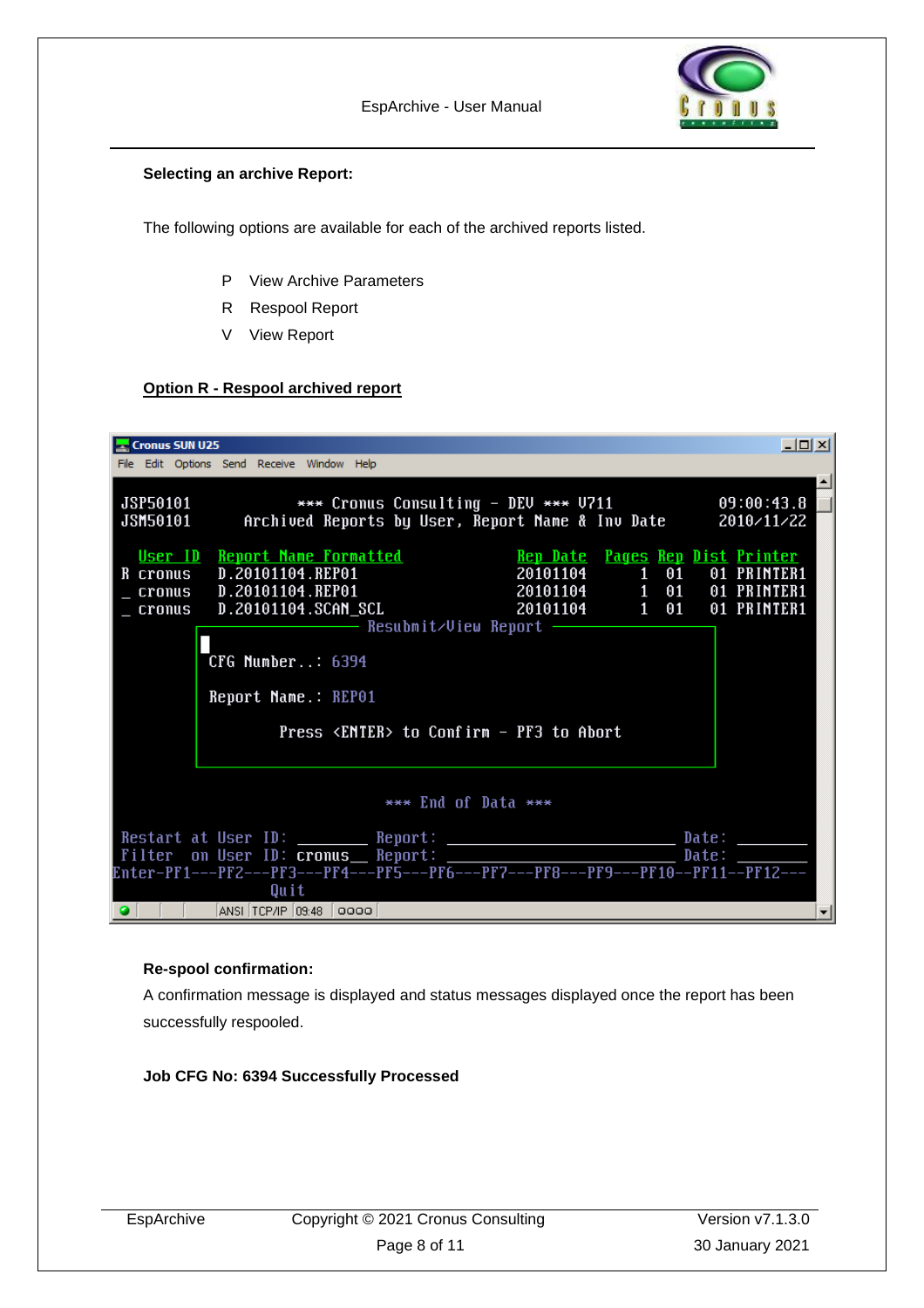**Selecting an archive Report:**

The following options are available for each of the archived reports listed.

- P View Archive Parameters
- R Respool Report
- V View Report

**Option R - Respool archived report**

```
Cronus SUN U25
File  Edit  Options  Send  Receive  Window  Help

JSP50101        *** Cronus Consulting - DEV *** V711           09:00:43.8
JSM50101     Archived Reports by User, Report Name & Inv Date   2010/11/22

  User ID  Report Name Formatted             Rep Date  Pages Rep Dist Printer
R cronus   D.20101104.REP01                  20101104      1  01   01 PRINTER1
_ cronus   D.20101104.REP01                  20101104      1  01   01 PRINTER1
_ cronus   D.20101104.SCAN_SCL               20101104      1  01   01 PRINTER1
                     Resubmit/View Report

             CFG Number..: 6394

             Report Name.: REP01

                     Press <ENTER> to Confirm - PF3 to Abort


                          *** End of Data ***

Restart at User ID: ________ Report: __________________________ Date: ________
Filter  on User ID: cronus__ Report: __________________________ Date: ________
Enter-PF1---PF2---PF3---PF4---PF5---PF6---PF7---PF8---PF9---PF10--PF11--PF12---
                  Quit
ANSI  TCP/IP  09:48
```

**Re-spool confirmation:**

A confirmation message is displayed and status messages displayed once the report has been successfully respooled.

**Job CFG No: 6394 Successfully Processed**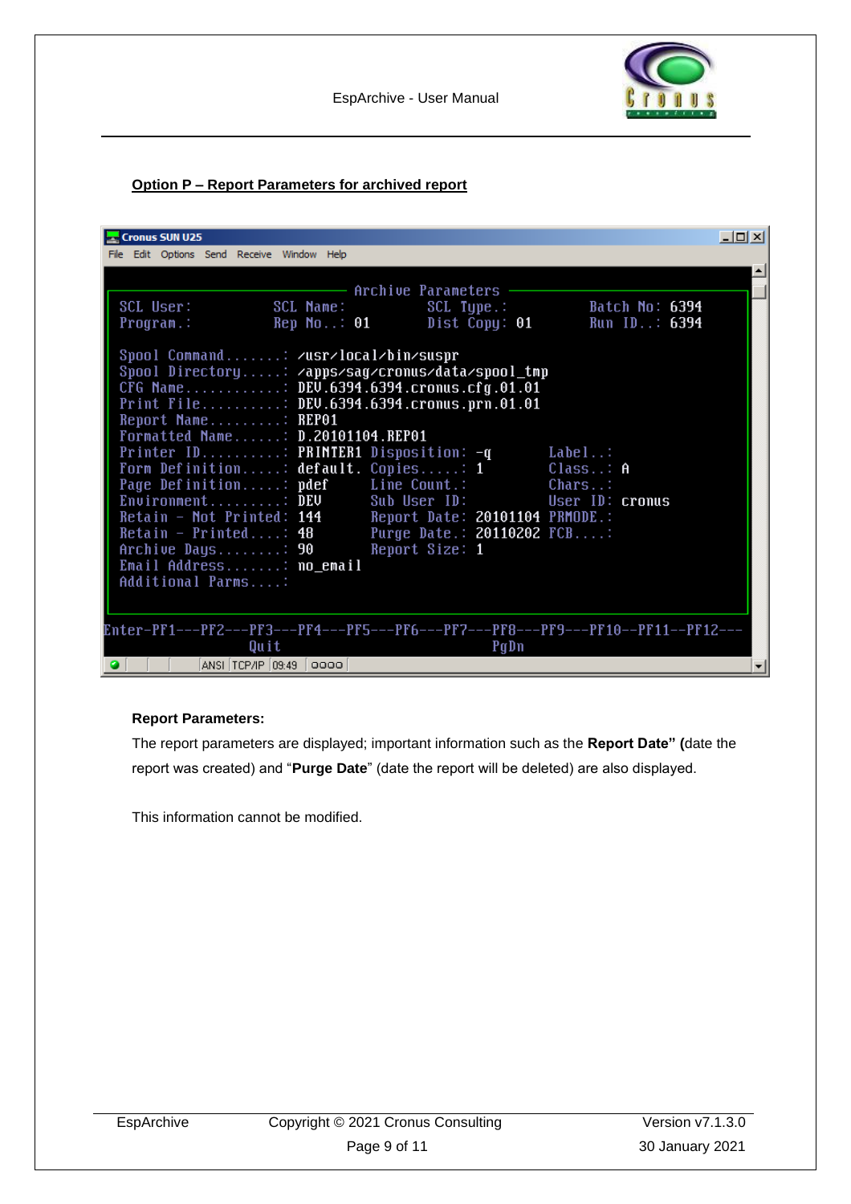**Option P – Report Parameters for archived report**

```
Cronus SUN U25
File  Edit  Options  Send  Receive  Window  Help

                             Archive Parameters
 SCL User:            SCL Name:            SCL Type.:            Batch No: 6394
 Program.:            Rep No..: 01         Dist Copy: 01         Run ID..: 6394

 Spool Command.......: /usr/local/bin/suspr
 Spool Directory.....: /apps/sag/cronus/data/spool_tmp
 CFG Name............: DEV.6394.6394.cronus.cfg.01.01
 Print File..........: DEV.6394.6394.cronus.prn.01.01
 Report Name.........: REP01
 Formatted Name......: D.20101104.REP01
 Printer ID..........: PRINTER1 Disposition: -q        Label..:
 Form Definition.....: default. Copies.....: 1         Class..: A
 Page Definition.....: pdef     Line Count.:           Chars..:
 Environment.........: DEV      Sub User ID:           User ID: cronus
 Retain - Not Printed: 144      Report Date: 20101104 PRMODE.:
 Retain - Printed....: 48       Purge Date.: 20110202 FCB....:
 Archive Days........: 90       Report Size: 1
 Email Address.......: no_email
 Additional Parms....:

Enter-PF1---PF2---PF3---PF4---PF5---PF6---PF7---PF8---PF9---PF10--PF11--PF12---
                  Quit                          PgDn
ANSI  TCP/IP  09:49
```

**Report Parameters:**

The report parameters are displayed; important information such as the **Report Date" (**date the report was created) and "**Purge Date**" (date the report will be deleted) are also displayed.

This information cannot be modified.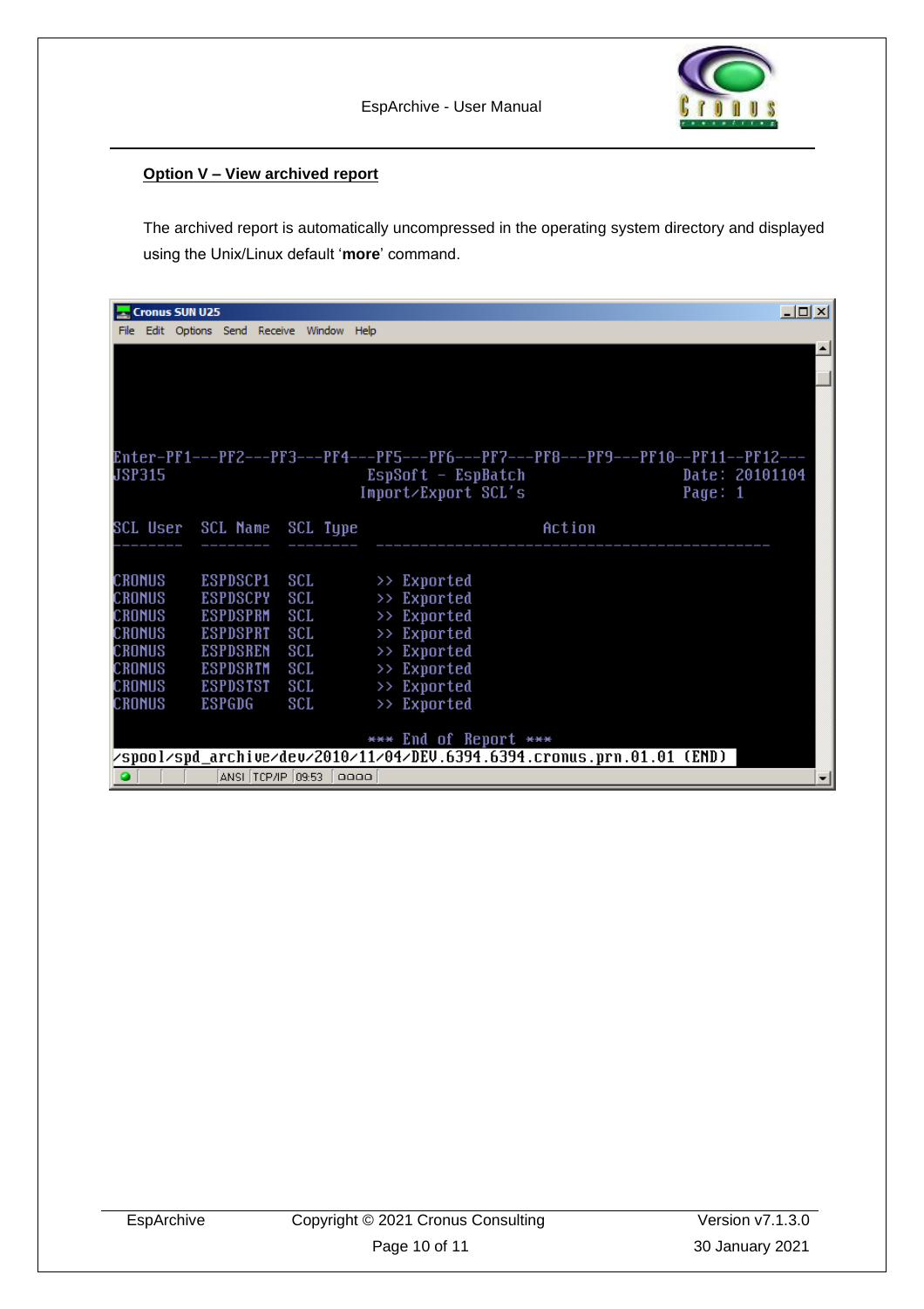## Option V – View archived report

The archived report is automatically uncompressed in the operating system directory and displayed using the Unix/Linux default '**more**' command.

```
Cronus SUN U25
File  Edit  Options  Send  Receive  Window  Help

Enter-PF1---PF2---PF3---PF4---PF5---PF6---PF7---PF8---PF9---PF10--PF11--PF12---
JSP315                              EspSoft - EspBatch                  Date: 20101104
                                   Import/Export SCL's                  Page: 1

SCL User  SCL Name  SCL Type                      Action
--------  --------  --------  ---------------------------------------------

CRONUS    ESPDSCP1  SCL       >> Exported
CRONUS    ESPDSCPY  SCL       >> Exported
CRONUS    ESPDSPRM  SCL       >> Exported
CRONUS    ESPDSPRT  SCL       >> Exported
CRONUS    ESPDSREN  SCL       >> Exported
CRONUS    ESPDSRTM  SCL       >> Exported
CRONUS    ESPDSTST  SCL       >> Exported
CRONUS    ESPGDG    SCL       >> Exported

                                   *** End of Report ***
/spool/spd_archive/dev/2010/11/04/DEV.6394.6394.cronus.prn.01.01 (END)
ANSI  TCP/IP  09:53
```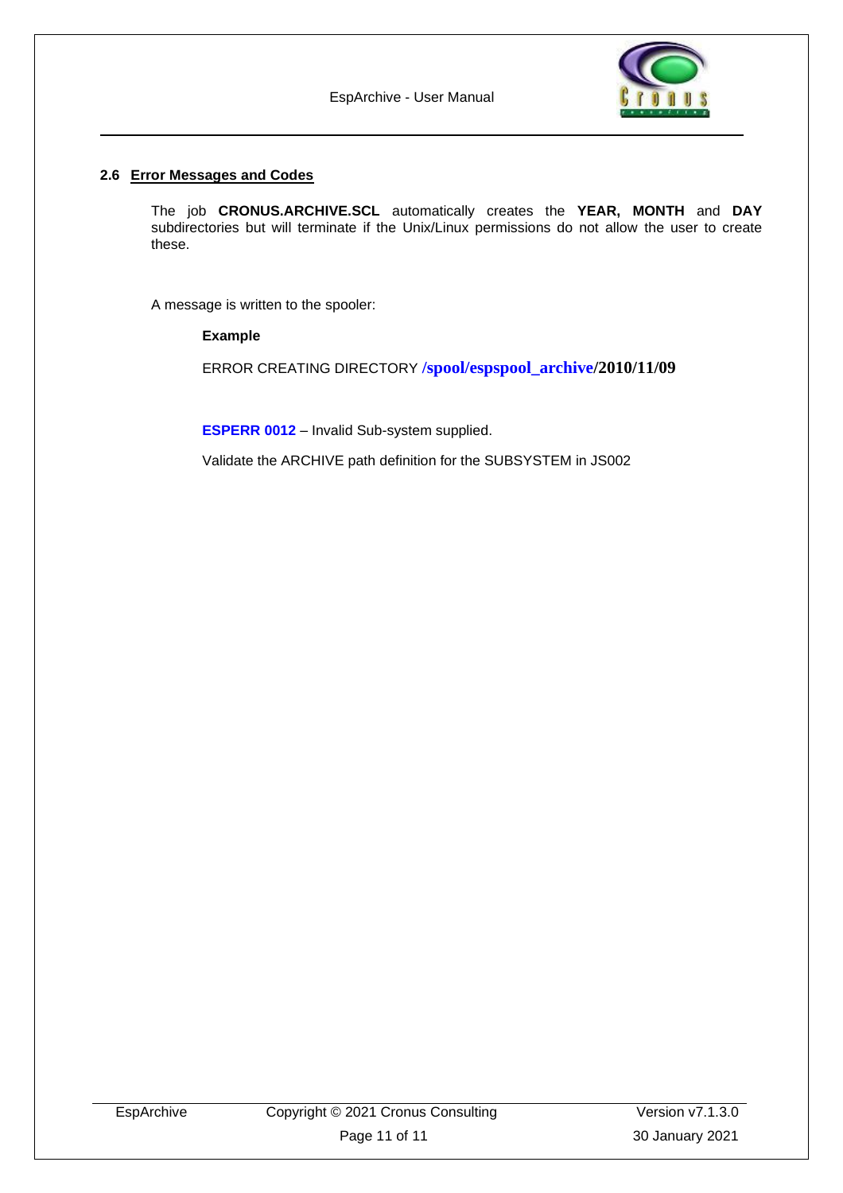## 2.6 Error Messages and Codes

The job **CRONUS.ARCHIVE.SCL** automatically creates the **YEAR, MONTH** and **DAY** subdirectories but will terminate if the Unix/Linux permissions do not allow the user to create these.

A message is written to the spooler:

**Example**

ERROR CREATING DIRECTORY **/spool/espspool_archive/2010/11/09**

**ESPERR 0012** – Invalid Sub-system supplied.

Validate the ARCHIVE path definition for the SUBSYSTEM in JS002